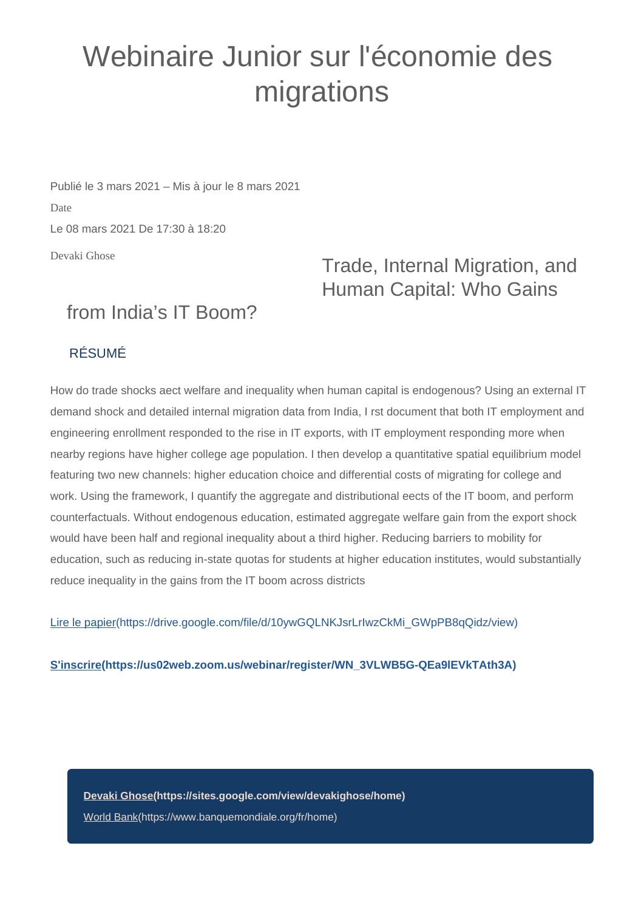# Webinaire Junior sur l'économie des migrations

Publié le 3 mars 2021 – Mis à jour le 8 mars 2021

Date

Le 08 mars 2021 De 17:30 à 18:20

Devaki Ghose

## Trade, Internal Migration, and Human Capital: Who Gains from India's IT Boom?

### RÉSUMÉ

How do trade shocks aect welfare and inequality when human capital is endogenous? Using an external IT demand shock and detailed internal migration data from India, I rst document that both IT employment and engineering enrollment responded to the rise in IT exports, with IT employment responding more when nearby regions have higher college age population. I then develop a quantitative spatial equilibrium model featuring two new channels: higher education choice and differential costs of migrating for college and work. Using the framework, I quantify the aggregate and distributional eects of the IT boom, and perform counterfactuals. Without endogenous education, estimated aggregate welfare gain from the export shock would have been half and regional inequality about a third higher. Reducing barriers to mobility for education, such as reducing in-state quotas for students at higher education institutes, would substantially reduce inequality in the gains from the IT boom across districts

[Lire le papier](https://drive.google.com/file/d/10ywGQLNKJsrLrIwzCkMi_GWpPB8qQidz/view)

**[S'inscrire](https://us02web.zoom.us/webinar/register/WN_3VLWB5G-QEa9lEVkTAth3A)**

**[Devaki Ghose](https://sites.google.com/view/devakighose/home)**

[World Bank](https://www.banquemondiale.org/fr/home)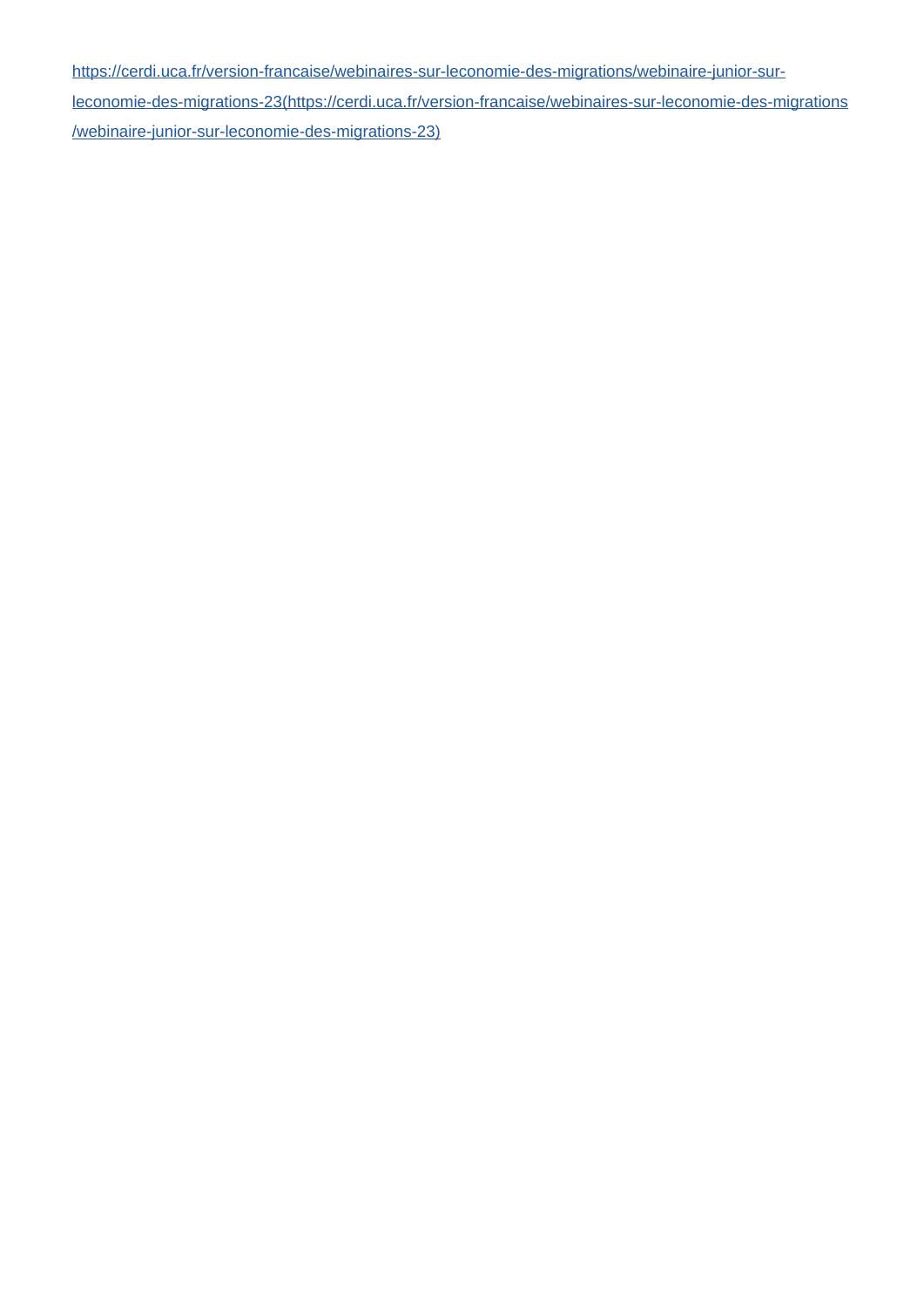https://cerdi.uca.fr/version-francaise/webinaires-sur-leconomie-des-migrations/webinaire-junior-sur-leconomie-des-migrations-23(https://cerdi.uca.fr/version-francaise/webinaires-sur-leconomie-des-migrations/webinaire-junior-sur-leconomie-des-migrations-23)